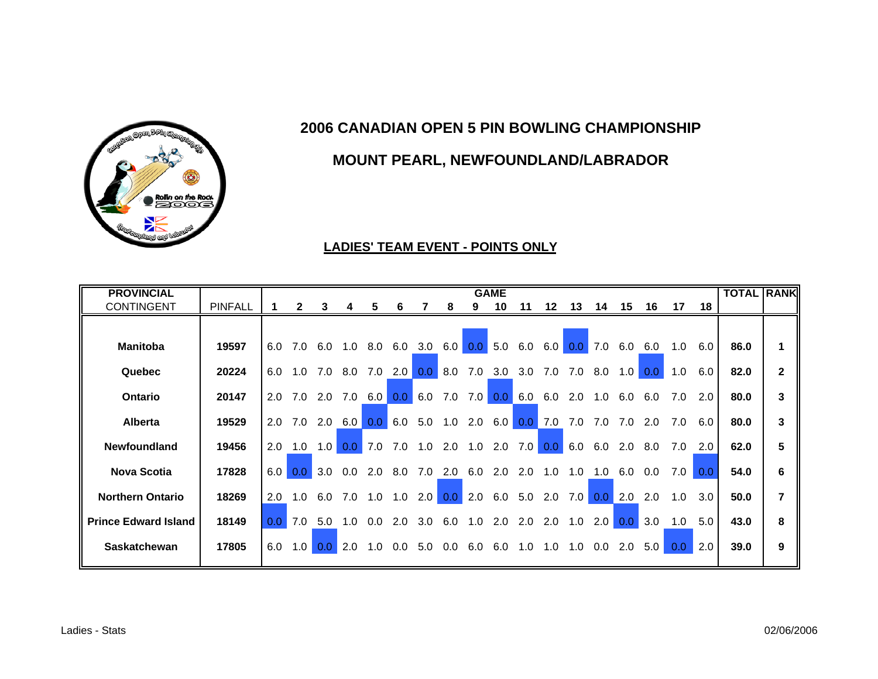# 2006 CANADIAN OPEN 5 PIN BOWLING CHAMPIONSHIP

## MOUNT PEARL, NEWFOUNDLAND/LABRADOR

### LADIES' TEAM EVENT - POINTS ONLY

| PROVINCIAL CONTINGENT | PINFALL | 1 | 2 | 3 | 4 | 5 | 6 | 7 | 8 | 9 | 10 | 11 | 12 | 13 | 14 | 15 | 16 | 17 | 18 | TOTAL | RANK |
|---|---|---|---|---|---|---|---|---|---|---|---|---|---|---|---|---|---|---|---|---|---|
| **Manitoba** | **19597** | 6.0 | 7.0 | 6.0 | 1.0 | 8.0 | 6.0 | 3.0 | 6.0 | 0.0 | 5.0 | 6.0 | 6.0 | 0.0 | 7.0 | 6.0 | 6.0 | 1.0 | 6.0 | **86.0** | **1** |
| **Quebec** | **20224** | 6.0 | 1.0 | 7.0 | 8.0 | 7.0 | 2.0 | 0.0 | 8.0 | 7.0 | 3.0 | 3.0 | 7.0 | 7.0 | 8.0 | 1.0 | 0.0 | 1.0 | 6.0 | **82.0** | **2** |
| **Ontario** | **20147** | 2.0 | 7.0 | 2.0 | 7.0 | 6.0 | 0.0 | 6.0 | 7.0 | 7.0 | 0.0 | 6.0 | 6.0 | 2.0 | 1.0 | 6.0 | 6.0 | 7.0 | 2.0 | **80.0** | **3** |
| **Alberta** | **19529** | 2.0 | 7.0 | 2.0 | 6.0 | 0.0 | 6.0 | 5.0 | 1.0 | 2.0 | 6.0 | 0.0 | 7.0 | 7.0 | 7.0 | 7.0 | 2.0 | 7.0 | 6.0 | **80.0** | **3** |
| **Newfoundland** | **19456** | 2.0 | 1.0 | 1.0 | 0.0 | 7.0 | 7.0 | 1.0 | 2.0 | 1.0 | 2.0 | 7.0 | 0.0 | 6.0 | 6.0 | 2.0 | 8.0 | 7.0 | 2.0 | **62.0** | **5** |
| **Nova Scotia** | **17828** | 6.0 | 0.0 | 3.0 | 0.0 | 2.0 | 8.0 | 7.0 | 2.0 | 6.0 | 2.0 | 2.0 | 1.0 | 1.0 | 1.0 | 6.0 | 0.0 | 7.0 | 0.0 | **54.0** | **6** |
| **Northern Ontario** | **18269** | 2.0 | 1.0 | 6.0 | 7.0 | 1.0 | 1.0 | 2.0 | 0.0 | 2.0 | 6.0 | 5.0 | 2.0 | 7.0 | 0.0 | 2.0 | 2.0 | 1.0 | 3.0 | **50.0** | **7** |
| **Prince Edward Island** | **18149** | 0.0 | 7.0 | 5.0 | 1.0 | 0.0 | 2.0 | 3.0 | 6.0 | 1.0 | 2.0 | 2.0 | 2.0 | 1.0 | 2.0 | 0.0 | 3.0 | 1.0 | 5.0 | **43.0** | **8** |
| **Saskatchewan** | **17805** | 6.0 | 1.0 | 0.0 | 2.0 | 1.0 | 0.0 | 5.0 | 0.0 | 6.0 | 6.0 | 1.0 | 1.0 | 1.0 | 0.0 | 2.0 | 5.0 | 0.0 | 2.0 | **39.0** | **9** |

Ladies - Stats 02/06/2006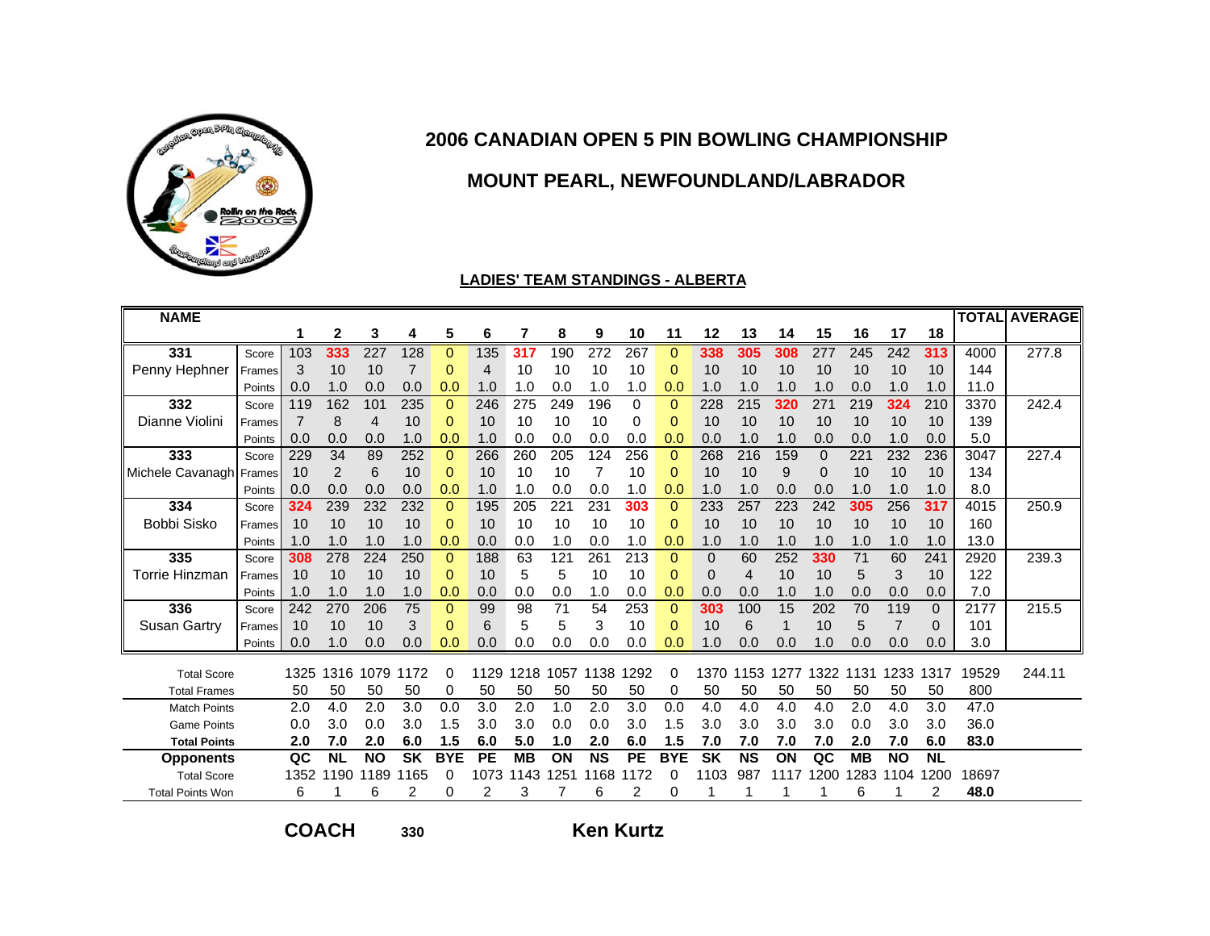# 2006 CANADIAN OPEN 5 PIN BOWLING CHAMPIONSHIP

## MOUNT PEARL, NEWFOUNDLAND/LABRADOR

### LADIES' TEAM STANDINGS - ALBERTA

| NAME | | 1 | 2 | 3 | 4 | 5 | 6 | 7 | 8 | 9 | 10 | 11 | 12 | 13 | 14 | 15 | 16 | 17 | 18 | TOTAL | AVERAGE |
|---|---|---|---|---|---|---|---|---|---|---|---|---|---|---|---|---|---|---|---|---|---|
| 331 | Score | 103 | 333 | 227 | 128 | 0 | 135 | 317 | 190 | 272 | 267 | 0 | 338 | 305 | 308 | 277 | 245 | 242 | 313 | 4000 | 277.8 |
| Penny Hephner | Frames | 3 | 10 | 10 | 7 | 0 | 4 | 10 | 10 | 10 | 10 | 0 | 10 | 10 | 10 | 10 | 10 | 10 | 10 | 144 | |
| | Points | 0.0 | 1.0 | 0.0 | 0.0 | 0.0 | 1.0 | 1.0 | 0.0 | 1.0 | 1.0 | 0.0 | 1.0 | 1.0 | 1.0 | 1.0 | 0.0 | 1.0 | 1.0 | 11.0 | |
| 332 | Score | 119 | 162 | 101 | 235 | 0 | 246 | 275 | 249 | 196 | 0 | 0 | 228 | 215 | 320 | 271 | 219 | 324 | 210 | 3370 | 242.4 |
| Dianne Violini | Frames | 7 | 8 | 4 | 10 | 0 | 10 | 10 | 10 | 10 | 0 | 0 | 10 | 10 | 10 | 10 | 10 | 10 | 10 | 139 | |
| | Points | 0.0 | 0.0 | 0.0 | 1.0 | 0.0 | 1.0 | 0.0 | 0.0 | 0.0 | 0.0 | 0.0 | 0.0 | 1.0 | 1.0 | 0.0 | 0.0 | 1.0 | 0.0 | 5.0 | |
| 333 | Score | 229 | 34 | 89 | 252 | 0 | 266 | 260 | 205 | 124 | 256 | 0 | 268 | 216 | 159 | 0 | 221 | 232 | 236 | 3047 | 227.4 |
| Michele Cavanagh | Frames | 10 | 2 | 6 | 10 | 0 | 10 | 10 | 10 | 7 | 10 | 0 | 10 | 10 | 9 | 0 | 10 | 10 | 10 | 134 | |
| | Points | 0.0 | 0.0 | 0.0 | 0.0 | 0.0 | 1.0 | 1.0 | 0.0 | 0.0 | 1.0 | 0.0 | 1.0 | 1.0 | 0.0 | 0.0 | 1.0 | 1.0 | 1.0 | 8.0 | |
| 334 | Score | 324 | 239 | 232 | 232 | 0 | 195 | 205 | 221 | 231 | 303 | 0 | 233 | 257 | 223 | 242 | 305 | 256 | 317 | 4015 | 250.9 |
| Bobbi Sisko | Frames | 10 | 10 | 10 | 10 | 0 | 10 | 10 | 10 | 10 | 10 | 0 | 10 | 10 | 10 | 10 | 10 | 10 | 10 | 160 | |
| | Points | 1.0 | 1.0 | 1.0 | 1.0 | 0.0 | 0.0 | 0.0 | 1.0 | 0.0 | 1.0 | 0.0 | 1.0 | 1.0 | 1.0 | 1.0 | 1.0 | 1.0 | 1.0 | 13.0 | |
| 335 | Score | 308 | 278 | 224 | 250 | 0 | 188 | 63 | 121 | 261 | 213 | 0 | 0 | 60 | 252 | 330 | 71 | 60 | 241 | 2920 | 239.3 |
| Torrie Hinzman | Frames | 10 | 10 | 10 | 10 | 0 | 10 | 5 | 5 | 10 | 10 | 0 | 0 | 4 | 10 | 10 | 5 | 3 | 10 | 122 | |
| | Points | 1.0 | 1.0 | 1.0 | 1.0 | 0.0 | 0.0 | 0.0 | 0.0 | 1.0 | 0.0 | 0.0 | 0.0 | 0.0 | 1.0 | 1.0 | 0.0 | 0.0 | 0.0 | 7.0 | |
| 336 | Score | 242 | 270 | 206 | 75 | 0 | 99 | 98 | 71 | 54 | 253 | 0 | 303 | 100 | 15 | 202 | 70 | 119 | 0 | 2177 | 215.5 |
| Susan Gartry | Frames | 10 | 10 | 10 | 3 | 0 | 6 | 5 | 5 | 3 | 10 | 0 | 10 | 6 | 1 | 10 | 5 | 7 | 0 | 101 | |
| | Points | 0.0 | 1.0 | 0.0 | 0.0 | 0.0 | 0.0 | 0.0 | 0.0 | 0.0 | 0.0 | 0.0 | 1.0 | 0.0 | 0.0 | 1.0 | 0.0 | 0.0 | 0.0 | 3.0 | |
| Total Score | | 1325 | 1316 | 1079 | 1172 | 0 | 1129 | 1218 | 1057 | 1138 | 1292 | 0 | 1370 | 1153 | 1277 | 1322 | 1131 | 1233 | 1317 | 19529 | 244.11 |
| Total Frames | | 50 | 50 | 50 | 50 | 0 | 50 | 50 | 50 | 50 | 50 | 0 | 50 | 50 | 50 | 50 | 50 | 50 | 50 | 800 | |
| Match Points | | 2.0 | 4.0 | 2.0 | 3.0 | 0.0 | 3.0 | 2.0 | 1.0 | 2.0 | 3.0 | 0.0 | 4.0 | 4.0 | 4.0 | 4.0 | 2.0 | 4.0 | 3.0 | 47.0 | |
| Game Points | | 0.0 | 3.0 | 0.0 | 3.0 | 1.5 | 3.0 | 3.0 | 0.0 | 0.0 | 3.0 | 1.5 | 3.0 | 3.0 | 3.0 | 3.0 | 0.0 | 3.0 | 3.0 | 36.0 | |
| **Total Points** | | **2.0** | **7.0** | **2.0** | **6.0** | **1.5** | **6.0** | **5.0** | **1.0** | **2.0** | **6.0** | **1.5** | **7.0** | **7.0** | **7.0** | **7.0** | **2.0** | **7.0** | **6.0** | **83.0** | |
| **Opponents** | | **QC** | **NL** | **NO** | **SK** | **BYE** | **PE** | **MB** | **ON** | **NS** | **PE** | **BYE** | **SK** | **NS** | **ON** | **QC** | **MB** | **NO** | **NL** | | |
| Total Score | | 1352 | 1190 | 1189 | 1165 | 0 | 1073 | 1143 | 1251 | 1168 | 1172 | 0 | 1103 | 987 | 1117 | 1200 | 1283 | 1104 | 1200 | 18697 | |
| Total Points Won | | 6 | 1 | 6 | 2 | 0 | 2 | 3 | 7 | 6 | 2 | 0 | 1 | 1 | 1 | 1 | 6 | 1 | 2 | **48.0** | |

**COACH** 330 **Ken Kurtz**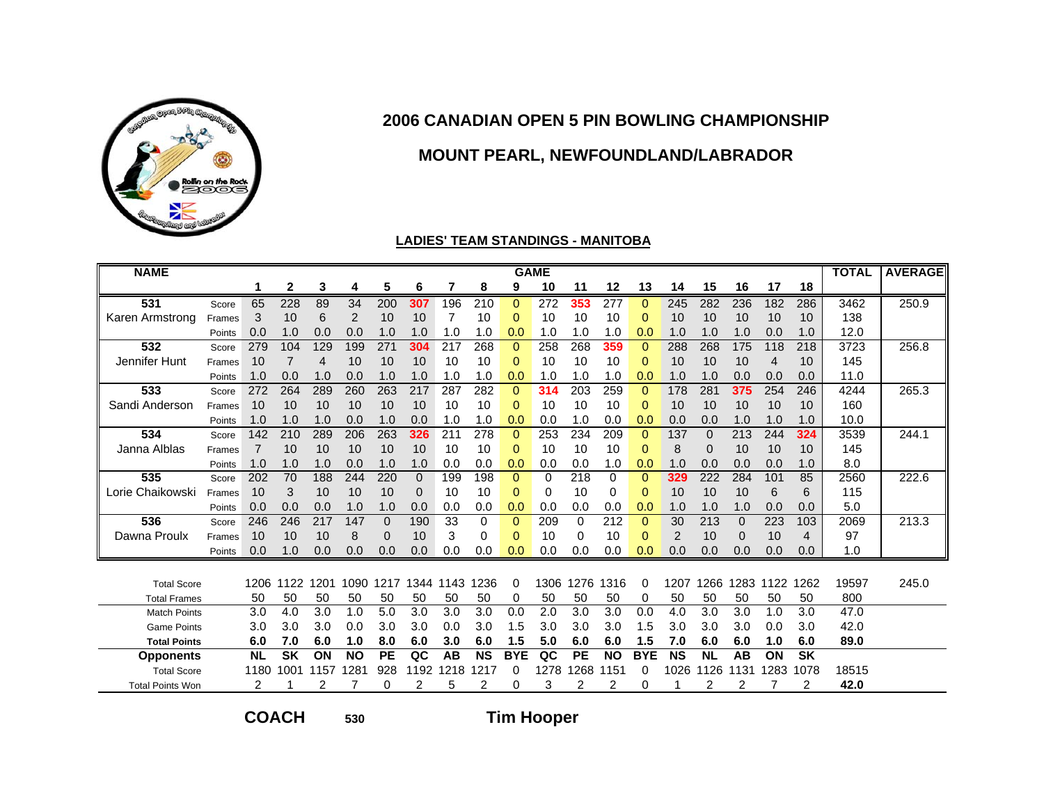# 2006 CANADIAN OPEN 5 PIN BOWLING CHAMPIONSHIP

## MOUNT PEARL, NEWFOUNDLAND/LABRADOR

### LADIES' TEAM STANDINGS - MANITOBA

| NAME | | 1 | 2 | 3 | 4 | 5 | 6 | 7 | 8 | 9 | 10 | 11 | 12 | 13 | 14 | 15 | 16 | 17 | 18 | TOTAL | AVERAGE |
|---|---|---|---|---|---|---|---|---|---|---|---|---|---|---|---|---|---|---|---|---|---|
| 531 | Score | 65 | 228 | 89 | 34 | 200 | 307 | 196 | 210 | 0 | 272 | 353 | 277 | 0 | 245 | 282 | 236 | 182 | 286 | 3462 | 250.9 |
| Karen Armstrong | Frames | 3 | 10 | 6 | 2 | 10 | 10 | 7 | 10 | 0 | 10 | 10 | 10 | 0 | 10 | 10 | 10 | 10 | 10 | 138 | |
| | Points | 0.0 | 1.0 | 0.0 | 0.0 | 1.0 | 1.0 | 1.0 | 1.0 | 0.0 | 1.0 | 1.0 | 1.0 | 0.0 | 1.0 | 1.0 | 1.0 | 0.0 | 1.0 | 12.0 | |
| 532 | Score | 279 | 104 | 129 | 199 | 271 | 304 | 217 | 268 | 0 | 258 | 268 | 359 | 0 | 288 | 268 | 175 | 118 | 218 | 3723 | 256.8 |
| Jennifer Hunt | Frames | 10 | 7 | 4 | 10 | 10 | 10 | 10 | 10 | 0 | 10 | 10 | 10 | 0 | 10 | 10 | 10 | 4 | 10 | 145 | |
| | Points | 1.0 | 0.0 | 1.0 | 0.0 | 1.0 | 1.0 | 1.0 | 1.0 | 0.0 | 1.0 | 1.0 | 1.0 | 0.0 | 1.0 | 1.0 | 0.0 | 0.0 | 0.0 | 11.0 | |
| 533 | Score | 272 | 264 | 289 | 260 | 263 | 217 | 287 | 282 | 0 | 314 | 203 | 259 | 0 | 178 | 281 | 375 | 254 | 246 | 4244 | 265.3 |
| Sandi Anderson | Frames | 10 | 10 | 10 | 10 | 10 | 10 | 10 | 10 | 0 | 10 | 10 | 10 | 0 | 10 | 10 | 10 | 10 | 10 | 160 | |
| | Points | 1.0 | 1.0 | 1.0 | 0.0 | 1.0 | 0.0 | 1.0 | 1.0 | 0.0 | 0.0 | 1.0 | 0.0 | 0.0 | 0.0 | 0.0 | 1.0 | 1.0 | 1.0 | 10.0 | |
| 534 | Score | 142 | 210 | 289 | 206 | 263 | 326 | 211 | 278 | 0 | 253 | 234 | 209 | 0 | 137 | 0 | 213 | 244 | 324 | 3539 | 244.1 |
| Janna Alblas | Frames | 7 | 10 | 10 | 10 | 10 | 10 | 10 | 10 | 0 | 10 | 10 | 10 | 0 | 8 | 0 | 10 | 10 | 10 | 145 | |
| | Points | 1.0 | 1.0 | 1.0 | 0.0 | 1.0 | 1.0 | 0.0 | 0.0 | 0.0 | 0.0 | 0.0 | 1.0 | 0.0 | 1.0 | 0.0 | 0.0 | 0.0 | 1.0 | 8.0 | |
| 535 | Score | 202 | 70 | 188 | 244 | 220 | 0 | 199 | 198 | 0 | 0 | 218 | 0 | 0 | 329 | 222 | 284 | 101 | 85 | 2560 | 222.6 |
| Lorie Chaikowski | Frames | 10 | 3 | 10 | 10 | 10 | 0 | 10 | 10 | 0 | 0 | 10 | 0 | 0 | 10 | 10 | 10 | 6 | 6 | 115 | |
| | Points | 0.0 | 0.0 | 0.0 | 1.0 | 1.0 | 0.0 | 0.0 | 0.0 | 0.0 | 0.0 | 0.0 | 0.0 | 0.0 | 1.0 | 1.0 | 1.0 | 0.0 | 0.0 | 5.0 | |
| 536 | Score | 246 | 246 | 217 | 147 | 0 | 190 | 33 | 0 | 0 | 209 | 0 | 212 | 0 | 30 | 213 | 0 | 223 | 103 | 2069 | 213.3 |
| Dawna Proulx | Frames | 10 | 10 | 10 | 8 | 0 | 10 | 3 | 0 | 0 | 10 | 0 | 10 | 0 | 2 | 10 | 0 | 10 | 4 | 97 | |
| | Points | 0.0 | 1.0 | 0.0 | 0.0 | 0.0 | 0.0 | 0.0 | 0.0 | 0.0 | 0.0 | 0.0 | 0.0 | 0.0 | 0.0 | 0.0 | 0.0 | 0.0 | 0.0 | 1.0 | |
| Total Score | | 1206 | 1122 | 1201 | 1090 | 1217 | 1344 | 1143 | 1236 | 0 | 1306 | 1276 | 1316 | 0 | 1207 | 1266 | 1283 | 1122 | 1262 | 19597 | 245.0 |
| Total Frames | | 50 | 50 | 50 | 50 | 50 | 50 | 50 | 50 | 0 | 50 | 50 | 50 | 0 | 50 | 50 | 50 | 50 | 50 | 800 | |
| Match Points | | 3.0 | 4.0 | 3.0 | 1.0 | 5.0 | 3.0 | 3.0 | 3.0 | 0.0 | 2.0 | 3.0 | 3.0 | 0.0 | 4.0 | 3.0 | 3.0 | 1.0 | 3.0 | 47.0 | |
| Game Points | | 3.0 | 3.0 | 3.0 | 0.0 | 3.0 | 3.0 | 0.0 | 3.0 | 1.5 | 3.0 | 3.0 | 3.0 | 1.5 | 3.0 | 3.0 | 3.0 | 0.0 | 3.0 | 42.0 | |
| **Total Points** | | **6.0** | **7.0** | **6.0** | **1.0** | **8.0** | **6.0** | **3.0** | **6.0** | **1.5** | **5.0** | **6.0** | **6.0** | **1.5** | **7.0** | **6.0** | **6.0** | **1.0** | **6.0** | **89.0** | |
| **Opponents** | | **NL** | **SK** | **ON** | **NO** | **PE** | **QC** | **AB** | **NS** | **BYE** | **QC** | **PE** | **NO** | **BYE** | **NS** | **NL** | **AB** | **ON** | **SK** | | |
| Total Score | | 1180 | 1001 | 1157 | 1281 | 928 | 1192 | 1218 | 1217 | 0 | 1278 | 1268 | 1151 | 0 | 1026 | 1126 | 1131 | 1283 | 1078 | 18515 | |
| Total Points Won | | 2 | 1 | 2 | 7 | 0 | 2 | 5 | 2 | 0 | 3 | 2 | 2 | 0 | 1 | 2 | 2 | 7 | 2 | **42.0** | |

**COACH** 530 **Tim Hooper**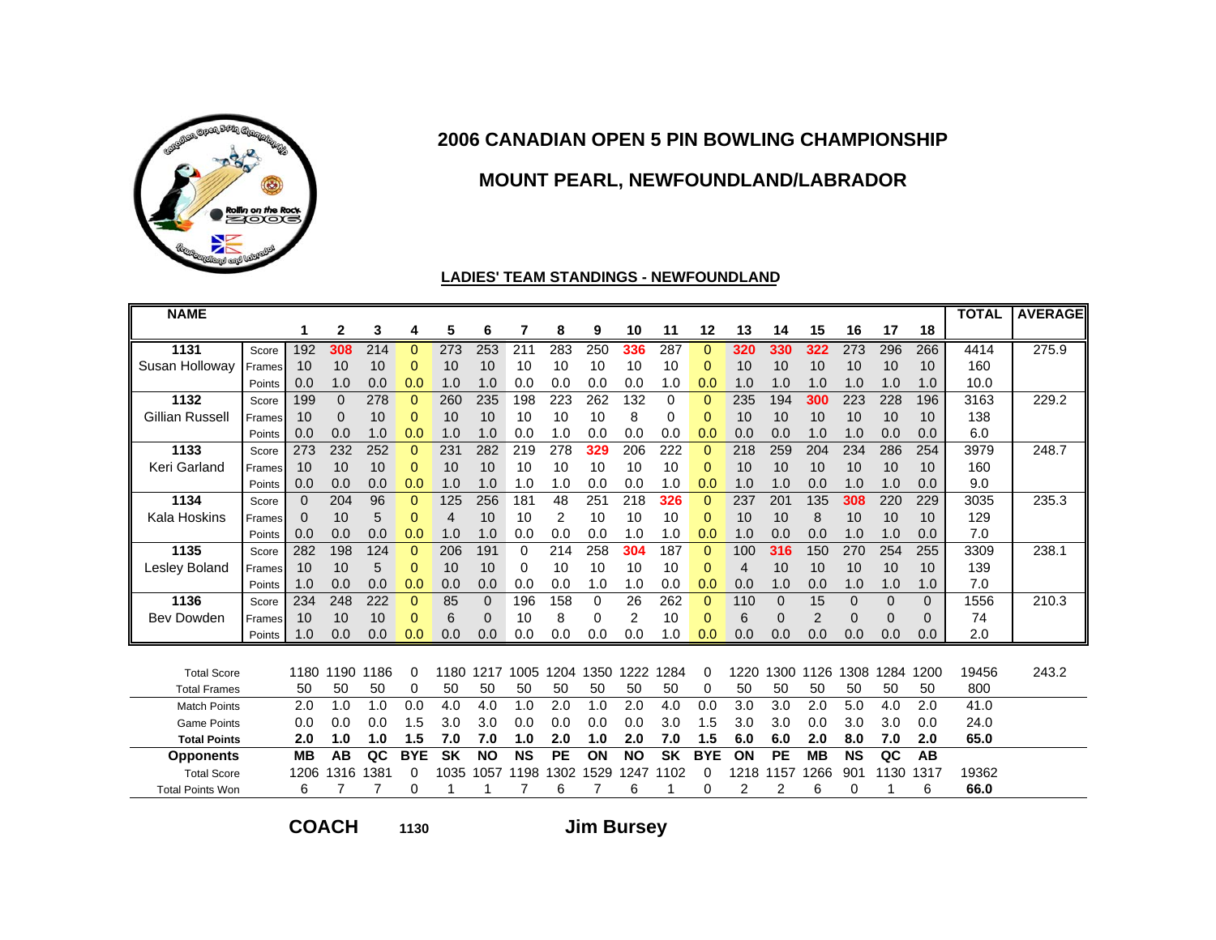# 2006 CANADIAN OPEN 5 PIN BOWLING CHAMPIONSHIP

## MOUNT PEARL, NEWFOUNDLAND/LABRADOR

### LADIES' TEAM STANDINGS - NEWFOUNDLAND

| NAME | | 1 | 2 | 3 | 4 | 5 | 6 | 7 | 8 | 9 | 10 | 11 | 12 | 13 | 14 | 15 | 16 | 17 | 18 | TOTAL | AVERAGE |
|---|---|---|---|---|---|---|---|---|---|---|---|---|---|---|---|---|---|---|---|---|---|
| 1131 | Score | 192 | 308 | 214 | 0 | 273 | 253 | 211 | 283 | 250 | 336 | 287 | 0 | 320 | 330 | 322 | 273 | 296 | 266 | 4414 | 275.9 |
| Susan Holloway | Frames | 10 | 10 | 10 | 0 | 10 | 10 | 10 | 10 | 10 | 10 | 10 | 0 | 10 | 10 | 10 | 10 | 10 | 10 | 160 | |
| | Points | 0.0 | 1.0 | 0.0 | 0.0 | 1.0 | 1.0 | 0.0 | 0.0 | 0.0 | 0.0 | 1.0 | 0.0 | 1.0 | 1.0 | 1.0 | 1.0 | 1.0 | 1.0 | 10.0 | |
| 1132 | Score | 199 | 0 | 278 | 0 | 260 | 235 | 198 | 223 | 262 | 132 | 0 | 0 | 235 | 194 | 300 | 223 | 228 | 196 | 3163 | 229.2 |
| Gillian Russell | Frames | 10 | 0 | 10 | 0 | 10 | 10 | 10 | 10 | 10 | 8 | 0 | 0 | 10 | 10 | 10 | 10 | 10 | 10 | 138 | |
| | Points | 0.0 | 0.0 | 1.0 | 0.0 | 1.0 | 1.0 | 0.0 | 1.0 | 0.0 | 0.0 | 0.0 | 0.0 | 0.0 | 0.0 | 1.0 | 1.0 | 0.0 | 0.0 | 6.0 | |
| 1133 | Score | 273 | 232 | 252 | 0 | 231 | 282 | 219 | 278 | 329 | 206 | 222 | 0 | 218 | 259 | 204 | 234 | 286 | 254 | 3979 | 248.7 |
| Keri Garland | Frames | 10 | 10 | 10 | 0 | 10 | 10 | 10 | 10 | 10 | 10 | 10 | 0 | 10 | 10 | 10 | 10 | 10 | 10 | 160 | |
| | Points | 0.0 | 0.0 | 0.0 | 0.0 | 1.0 | 1.0 | 1.0 | 1.0 | 0.0 | 0.0 | 1.0 | 0.0 | 1.0 | 1.0 | 0.0 | 1.0 | 1.0 | 0.0 | 9.0 | |
| 1134 | Score | 0 | 204 | 96 | 0 | 125 | 256 | 181 | 48 | 251 | 218 | 326 | 0 | 237 | 201 | 135 | 308 | 220 | 229 | 3035 | 235.3 |
| Kala Hoskins | Frames | 0 | 10 | 5 | 0 | 4 | 10 | 10 | 2 | 10 | 10 | 10 | 0 | 10 | 10 | 8 | 10 | 10 | 10 | 129 | |
| | Points | 0.0 | 0.0 | 0.0 | 0.0 | 1.0 | 1.0 | 0.0 | 0.0 | 0.0 | 1.0 | 1.0 | 0.0 | 1.0 | 0.0 | 0.0 | 1.0 | 1.0 | 0.0 | 7.0 | |
| 1135 | Score | 282 | 198 | 124 | 0 | 206 | 191 | 0 | 214 | 258 | 304 | 187 | 0 | 100 | 316 | 150 | 270 | 254 | 255 | 3309 | 238.1 |
| Lesley Boland | Frames | 10 | 10 | 5 | 0 | 10 | 10 | 0 | 10 | 10 | 10 | 10 | 0 | 4 | 10 | 10 | 10 | 10 | 10 | 139 | |
| | Points | 1.0 | 0.0 | 0.0 | 0.0 | 0.0 | 0.0 | 0.0 | 0.0 | 1.0 | 1.0 | 0.0 | 0.0 | 0.0 | 1.0 | 0.0 | 1.0 | 1.0 | 1.0 | 7.0 | |
| 1136 | Score | 234 | 248 | 222 | 0 | 85 | 0 | 196 | 158 | 0 | 26 | 262 | 0 | 110 | 0 | 15 | 0 | 0 | 0 | 1556 | 210.3 |
| Bev Dowden | Frames | 10 | 10 | 10 | 0 | 6 | 0 | 10 | 8 | 0 | 2 | 10 | 0 | 6 | 0 | 2 | 0 | 0 | 0 | 74 | |
| | Points | 1.0 | 0.0 | 0.0 | 0.0 | 0.0 | 0.0 | 0.0 | 0.0 | 0.0 | 0.0 | 1.0 | 0.0 | 0.0 | 0.0 | 0.0 | 0.0 | 0.0 | 0.0 | 2.0 | |
| Total Score | | 1180 | 1190 | 1186 | 0 | 1180 | 1217 | 1005 | 1204 | 1350 | 1222 | 1284 | 0 | 1220 | 1300 | 1126 | 1308 | 1284 | 1200 | 19456 | 243.2 |
| Total Frames | | 50 | 50 | 50 | 0 | 50 | 50 | 50 | 50 | 50 | 50 | 50 | 0 | 50 | 50 | 50 | 50 | 50 | 50 | 800 | |
| Match Points | | 2.0 | 1.0 | 1.0 | 0.0 | 4.0 | 4.0 | 1.0 | 2.0 | 1.0 | 2.0 | 4.0 | 0.0 | 3.0 | 3.0 | 2.0 | 5.0 | 4.0 | 2.0 | 41.0 | |
| Game Points | | 0.0 | 0.0 | 0.0 | 1.5 | 3.0 | 3.0 | 0.0 | 0.0 | 0.0 | 0.0 | 3.0 | 1.5 | 3.0 | 3.0 | 0.0 | 3.0 | 3.0 | 0.0 | 24.0 | |
| **Total Points** | | **2.0** | **1.0** | **1.0** | **1.5** | **7.0** | **7.0** | **1.0** | **2.0** | **1.0** | **2.0** | **7.0** | **1.5** | **6.0** | **6.0** | **2.0** | **8.0** | **7.0** | **2.0** | **65.0** | |
| **Opponents** | | **MB** | **AB** | **QC** | **BYE** | **SK** | **NO** | **NS** | **PE** | **ON** | **NO** | **SK** | **BYE** | **ON** | **PE** | **MB** | **NS** | **QC** | **AB** | | |
| Total Score | | 1206 | 1316 | 1381 | 0 | 1035 | 1057 | 1198 | 1302 | 1529 | 1247 | 1102 | 0 | 1218 | 1157 | 1266 | 901 | 1130 | 1317 | 19362 | |
| Total Points Won | | 6 | 7 | 7 | 0 | 1 | 1 | 7 | 6 | 7 | 6 | 1 | 0 | 2 | 2 | 6 | 0 | 1 | 6 | **66.0** | |

**COACH** 1130 **Jim Bursey**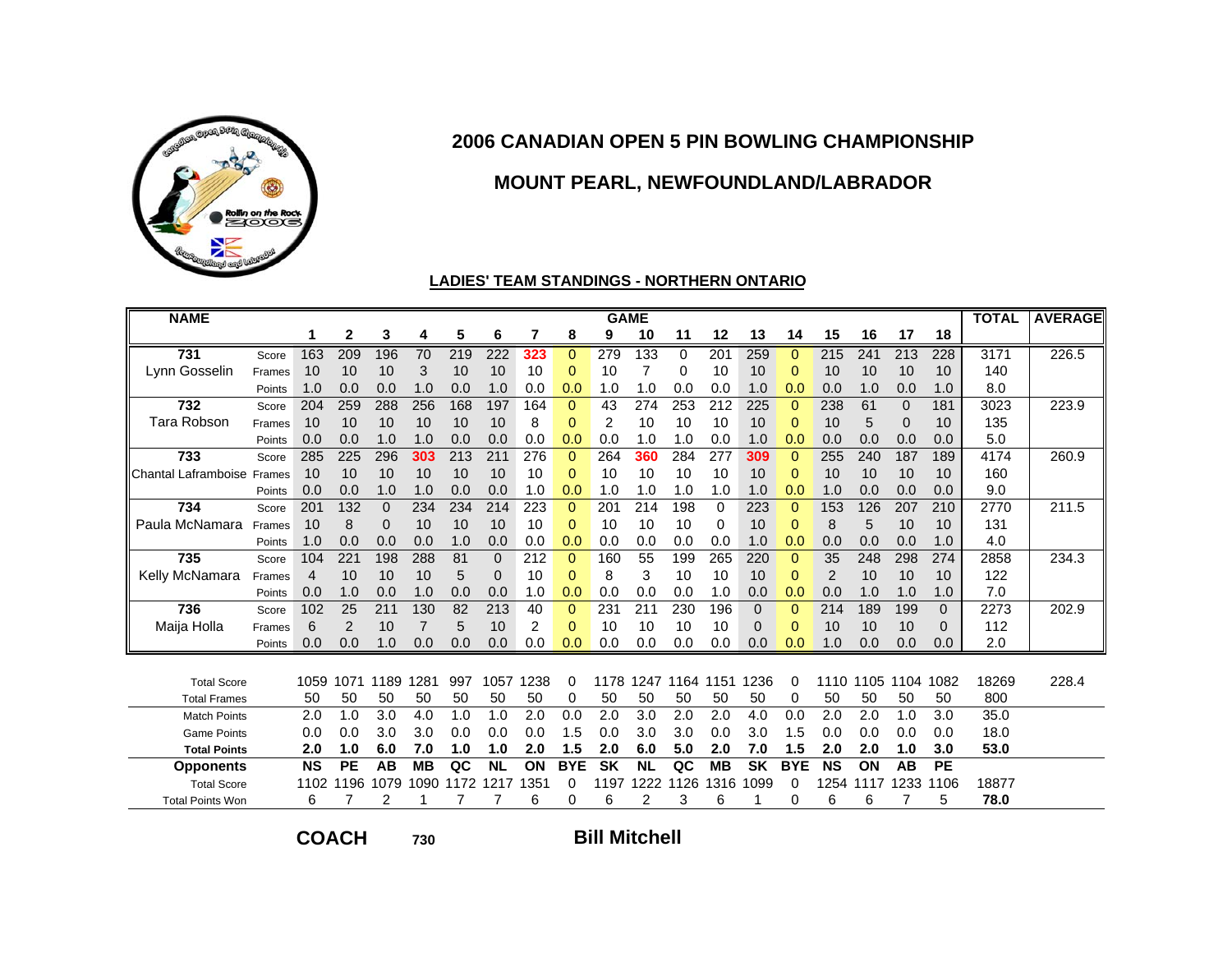# 2006 CANADIAN OPEN 5 PIN BOWLING CHAMPIONSHIP

## MOUNT PEARL, NEWFOUNDLAND/LABRADOR

### LADIES' TEAM STANDINGS - NORTHERN ONTARIO

| NAME | | 1 | 2 | 3 | 4 | 5 | 6 | 7 | 8 | 9 | 10 | 11 | 12 | 13 | 14 | 15 | 16 | 17 | 18 | TOTAL | AVERAGE |
|---|---|---|---|---|---|---|---|---|---|---|---|---|---|---|---|---|---|---|---|---|---|
| 731 | Score | 163 | 209 | 196 | 70 | 219 | 222 | 323 | 0 | 279 | 133 | 0 | 201 | 259 | 0 | 215 | 241 | 213 | 228 | 3171 | 226.5 |
| Lynn Gosselin | Frames | 10 | 10 | 10 | 3 | 10 | 10 | 10 | 0 | 10 | 7 | 0 | 10 | 10 | 0 | 10 | 10 | 10 | 10 | 140 | |
| | Points | 1.0 | 0.0 | 0.0 | 1.0 | 0.0 | 1.0 | 0.0 | 0.0 | 1.0 | 1.0 | 0.0 | 0.0 | 1.0 | 0.0 | 0.0 | 1.0 | 0.0 | 1.0 | 8.0 | |
| 732 | Score | 204 | 259 | 288 | 256 | 168 | 197 | 164 | 0 | 43 | 274 | 253 | 212 | 225 | 0 | 238 | 61 | 0 | 181 | 3023 | 223.9 |
| Tara Robson | Frames | 10 | 10 | 10 | 10 | 10 | 10 | 8 | 0 | 2 | 10 | 10 | 10 | 10 | 0 | 10 | 5 | 0 | 10 | 135 | |
| | Points | 0.0 | 0.0 | 1.0 | 1.0 | 0.0 | 0.0 | 0.0 | 0.0 | 0.0 | 1.0 | 1.0 | 0.0 | 1.0 | 0.0 | 0.0 | 0.0 | 0.0 | 0.0 | 5.0 | |
| 733 | Score | 285 | 225 | 296 | 303 | 213 | 211 | 276 | 0 | 264 | 360 | 284 | 277 | 309 | 0 | 255 | 240 | 187 | 189 | 4174 | 260.9 |
| Chantal Laframboise | Frames | 10 | 10 | 10 | 10 | 10 | 10 | 10 | 0 | 10 | 10 | 10 | 10 | 10 | 0 | 10 | 10 | 10 | 10 | 160 | |
| | Points | 0.0 | 0.0 | 1.0 | 1.0 | 0.0 | 0.0 | 1.0 | 0.0 | 1.0 | 1.0 | 1.0 | 1.0 | 1.0 | 0.0 | 1.0 | 0.0 | 0.0 | 0.0 | 9.0 | |
| 734 | Score | 201 | 132 | 0 | 234 | 234 | 214 | 223 | 0 | 201 | 214 | 198 | 0 | 223 | 0 | 153 | 126 | 207 | 210 | 2770 | 211.5 |
| Paula McNamara | Frames | 10 | 8 | 0 | 10 | 10 | 10 | 10 | 0 | 10 | 10 | 10 | 0 | 10 | 0 | 8 | 5 | 10 | 10 | 131 | |
| | Points | 1.0 | 0.0 | 0.0 | 0.0 | 1.0 | 0.0 | 0.0 | 0.0 | 0.0 | 0.0 | 0.0 | 0.0 | 1.0 | 0.0 | 0.0 | 0.0 | 0.0 | 1.0 | 4.0 | |
| 735 | Score | 104 | 221 | 198 | 288 | 81 | 0 | 212 | 0 | 160 | 55 | 199 | 265 | 220 | 0 | 35 | 248 | 298 | 274 | 2858 | 234.3 |
| Kelly McNamara | Frames | 4 | 10 | 10 | 10 | 5 | 0 | 10 | 0 | 8 | 3 | 10 | 10 | 10 | 0 | 2 | 10 | 10 | 10 | 122 | |
| | Points | 0.0 | 1.0 | 0.0 | 1.0 | 0.0 | 0.0 | 1.0 | 0.0 | 0.0 | 0.0 | 0.0 | 1.0 | 0.0 | 0.0 | 0.0 | 1.0 | 1.0 | 1.0 | 7.0 | |
| 736 | Score | 102 | 25 | 211 | 130 | 82 | 213 | 40 | 0 | 231 | 211 | 230 | 196 | 0 | 0 | 214 | 189 | 199 | 0 | 2273 | 202.9 |
| Maija Holla | Frames | 6 | 2 | 10 | 7 | 5 | 10 | 2 | 0 | 10 | 10 | 10 | 10 | 0 | 0 | 10 | 10 | 10 | 0 | 112 | |
| | Points | 0.0 | 0.0 | 1.0 | 0.0 | 0.0 | 0.0 | 0.0 | 0.0 | 0.0 | 0.0 | 0.0 | 0.0 | 0.0 | 0.0 | 1.0 | 0.0 | 0.0 | 0.0 | 2.0 | |
| Total Score | | 1059 | 1071 | 1189 | 1281 | 997 | 1057 | 1238 | 0 | 1178 | 1247 | 1164 | 1151 | 1236 | 0 | 1110 | 1105 | 1104 | 1082 | 18269 | 228.4 |
| Total Frames | | 50 | 50 | 50 | 50 | 50 | 50 | 50 | 0 | 50 | 50 | 50 | 50 | 50 | 0 | 50 | 50 | 50 | 50 | 800 | |
| Match Points | | 2.0 | 1.0 | 3.0 | 4.0 | 1.0 | 1.0 | 2.0 | 0.0 | 2.0 | 3.0 | 2.0 | 2.0 | 4.0 | 0.0 | 2.0 | 2.0 | 1.0 | 3.0 | 35.0 | |
| Game Points | | 0.0 | 0.0 | 3.0 | 3.0 | 0.0 | 0.0 | 0.0 | 1.5 | 0.0 | 3.0 | 3.0 | 0.0 | 3.0 | 1.5 | 0.0 | 0.0 | 0.0 | 0.0 | 18.0 | |
| **Total Points** | | **2.0** | **1.0** | **6.0** | **7.0** | **1.0** | **1.0** | **2.0** | **1.5** | **2.0** | **6.0** | **5.0** | **2.0** | **7.0** | **1.5** | **2.0** | **2.0** | **1.0** | **3.0** | **53.0** | |
| **Opponents** | | **NS** | **PE** | **AB** | **MB** | **QC** | **NL** | **ON** | **BYE** | **SK** | **NL** | **QC** | **MB** | **SK** | **BYE** | **NS** | **ON** | **AB** | **PE** | | |
| Total Score | | 1102 | 1196 | 1079 | 1090 | 1172 | 1217 | 1351 | 0 | 1197 | 1222 | 1126 | 1316 | 1099 | 0 | 1254 | 1117 | 1233 | 1106 | 18877 | |
| Total Points Won | | 6 | 7 | 2 | 1 | 7 | 7 | 6 | 0 | 6 | 2 | 3 | 6 | 1 | 0 | 6 | 6 | 7 | 5 | **78.0** | |

**COACH** 730 **Bill Mitchell**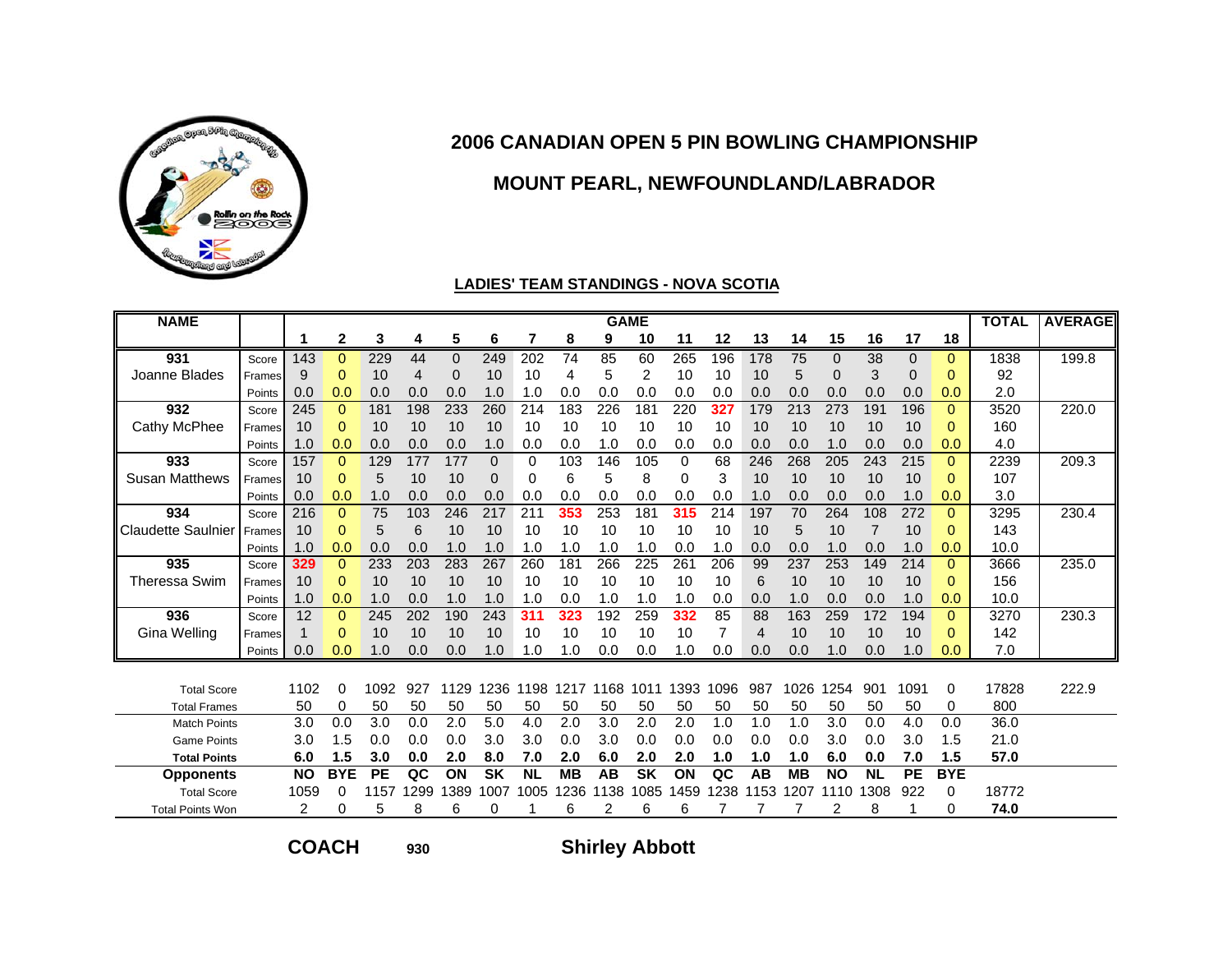# 2006 CANADIAN OPEN 5 PIN BOWLING CHAMPIONSHIP

## MOUNT PEARL, NEWFOUNDLAND/LABRADOR

### LADIES' TEAM STANDINGS - NOVA SCOTIA

| NAME | | 1 | 2 | 3 | 4 | 5 | 6 | 7 | 8 | 9 | 10 | 11 | 12 | 13 | 14 | 15 | 16 | 17 | 18 | TOTAL | AVERAGE |
|---|---|---|---|---|---|---|---|---|---|---|---|---|---|---|---|---|---|---|---|---|---|
| 931 | Score | 143 | 0 | 229 | 44 | 0 | 249 | 202 | 74 | 85 | 60 | 265 | 196 | 178 | 75 | 0 | 38 | 0 | 0 | 1838 | 199.8 |
| Joanne Blades | Frames | 9 | 0 | 10 | 4 | 0 | 10 | 10 | 4 | 5 | 2 | 10 | 10 | 10 | 5 | 0 | 3 | 0 | 0 | 92 | |
| | Points | 0.0 | 0.0 | 0.0 | 0.0 | 0.0 | 1.0 | 1.0 | 0.0 | 0.0 | 0.0 | 0.0 | 0.0 | 0.0 | 0.0 | 0.0 | 0.0 | 0.0 | 0.0 | 2.0 | |
| 932 | Score | 245 | 0 | 181 | 198 | 233 | 260 | 214 | 183 | 226 | 181 | 220 | 327 | 179 | 213 | 273 | 191 | 196 | 0 | 3520 | 220.0 |
| Cathy McPhee | Frames | 10 | 0 | 10 | 10 | 10 | 10 | 10 | 10 | 10 | 10 | 10 | 10 | 10 | 10 | 10 | 10 | 10 | 0 | 160 | |
| | Points | 1.0 | 0.0 | 0.0 | 0.0 | 0.0 | 1.0 | 0.0 | 0.0 | 1.0 | 0.0 | 0.0 | 0.0 | 0.0 | 0.0 | 1.0 | 0.0 | 0.0 | 0.0 | 4.0 | |
| 933 | Score | 157 | 0 | 129 | 177 | 177 | 0 | 0 | 103 | 146 | 105 | 0 | 68 | 246 | 268 | 205 | 243 | 215 | 0 | 2239 | 209.3 |
| Susan Matthews | Frames | 10 | 0 | 5 | 10 | 10 | 0 | 0 | 6 | 5 | 8 | 0 | 3 | 10 | 10 | 10 | 10 | 10 | 0 | 107 | |
| | Points | 0.0 | 0.0 | 1.0 | 0.0 | 0.0 | 0.0 | 0.0 | 0.0 | 0.0 | 0.0 | 0.0 | 0.0 | 1.0 | 0.0 | 0.0 | 0.0 | 1.0 | 0.0 | 3.0 | |
| 934 | Score | 216 | 0 | 75 | 103 | 246 | 217 | 211 | 353 | 253 | 181 | 315 | 214 | 197 | 70 | 264 | 108 | 272 | 0 | 3295 | 230.4 |
| Claudette Saulnier | Frames | 10 | 0 | 5 | 6 | 10 | 10 | 10 | 10 | 10 | 10 | 10 | 10 | 10 | 5 | 10 | 7 | 10 | 0 | 143 | |
| | Points | 1.0 | 0.0 | 0.0 | 0.0 | 1.0 | 1.0 | 1.0 | 1.0 | 1.0 | 1.0 | 0.0 | 1.0 | 0.0 | 0.0 | 1.0 | 0.0 | 1.0 | 0.0 | 10.0 | |
| 935 | Score | 329 | 0 | 233 | 203 | 283 | 267 | 260 | 181 | 266 | 225 | 261 | 206 | 99 | 237 | 253 | 149 | 214 | 0 | 3666 | 235.0 |
| Theressa Swim | Frames | 10 | 0 | 10 | 10 | 10 | 10 | 10 | 10 | 10 | 10 | 10 | 10 | 6 | 10 | 10 | 10 | 10 | 0 | 156 | |
| | Points | 1.0 | 0.0 | 1.0 | 0.0 | 1.0 | 1.0 | 1.0 | 0.0 | 1.0 | 1.0 | 1.0 | 0.0 | 0.0 | 1.0 | 0.0 | 0.0 | 1.0 | 0.0 | 10.0 | |
| 936 | Score | 12 | 0 | 245 | 202 | 190 | 243 | 311 | 323 | 192 | 259 | 332 | 85 | 88 | 163 | 259 | 172 | 194 | 0 | 3270 | 230.3 |
| Gina Welling | Frames | 1 | 0 | 10 | 10 | 10 | 10 | 10 | 10 | 10 | 10 | 10 | 7 | 4 | 10 | 10 | 10 | 10 | 0 | 142 | |
| | Points | 0.0 | 0.0 | 1.0 | 0.0 | 0.0 | 1.0 | 1.0 | 1.0 | 0.0 | 0.0 | 1.0 | 0.0 | 0.0 | 0.0 | 1.0 | 0.0 | 1.0 | 0.0 | 7.0 | |

| | 1 | 2 | 3 | 4 | 5 | 6 | 7 | 8 | 9 | 10 | 11 | 12 | 13 | 14 | 15 | 16 | 17 | 18 | TOTAL | AVERAGE |
|---|---|---|---|---|---|---|---|---|---|---|---|---|---|---|---|---|---|---|---|---|
| Total Score | 1102 | 0 | 1092 | 927 | 1129 | 1236 | 1198 | 1217 | 1168 | 1011 | 1393 | 1096 | 987 | 1026 | 1254 | 901 | 1091 | 0 | 17828 | 222.9 |
| Total Frames | 50 | 0 | 50 | 50 | 50 | 50 | 50 | 50 | 50 | 50 | 50 | 50 | 50 | 50 | 50 | 50 | 50 | 0 | 800 | |
| Match Points | 3.0 | 0.0 | 3.0 | 0.0 | 2.0 | 5.0 | 4.0 | 2.0 | 3.0 | 2.0 | 2.0 | 1.0 | 1.0 | 1.0 | 3.0 | 0.0 | 4.0 | 0.0 | 36.0 | |
| Game Points | 3.0 | 1.5 | 0.0 | 0.0 | 0.0 | 3.0 | 3.0 | 0.0 | 3.0 | 0.0 | 0.0 | 0.0 | 0.0 | 0.0 | 3.0 | 0.0 | 3.0 | 1.5 | 21.0 | |
| **Total Points** | **6.0** | **1.5** | **3.0** | **0.0** | **2.0** | **8.0** | **7.0** | **2.0** | **6.0** | **2.0** | **2.0** | **1.0** | **1.0** | **1.0** | **6.0** | **0.0** | **7.0** | **1.5** | **57.0** | |
| **Opponents** | **NO** | **BYE** | **PE** | **QC** | **ON** | **SK** | **NL** | **MB** | **AB** | **SK** | **ON** | **QC** | **AB** | **MB** | **NO** | **NL** | **PE** | **BYE** | | |
| Total Score | 1059 | 0 | 1157 | 1299 | 1389 | 1007 | 1005 | 1236 | 1138 | 1085 | 1459 | 1238 | 1153 | 1207 | 1110 | 1308 | 922 | 0 | 18772 | |
| Total Points Won | 2 | 0 | 5 | 8 | 6 | 0 | 1 | 6 | 2 | 6 | 6 | 7 | 7 | 7 | 2 | 8 | 1 | 0 | **74.0** | |

**COACH** 930 **Shirley Abbott**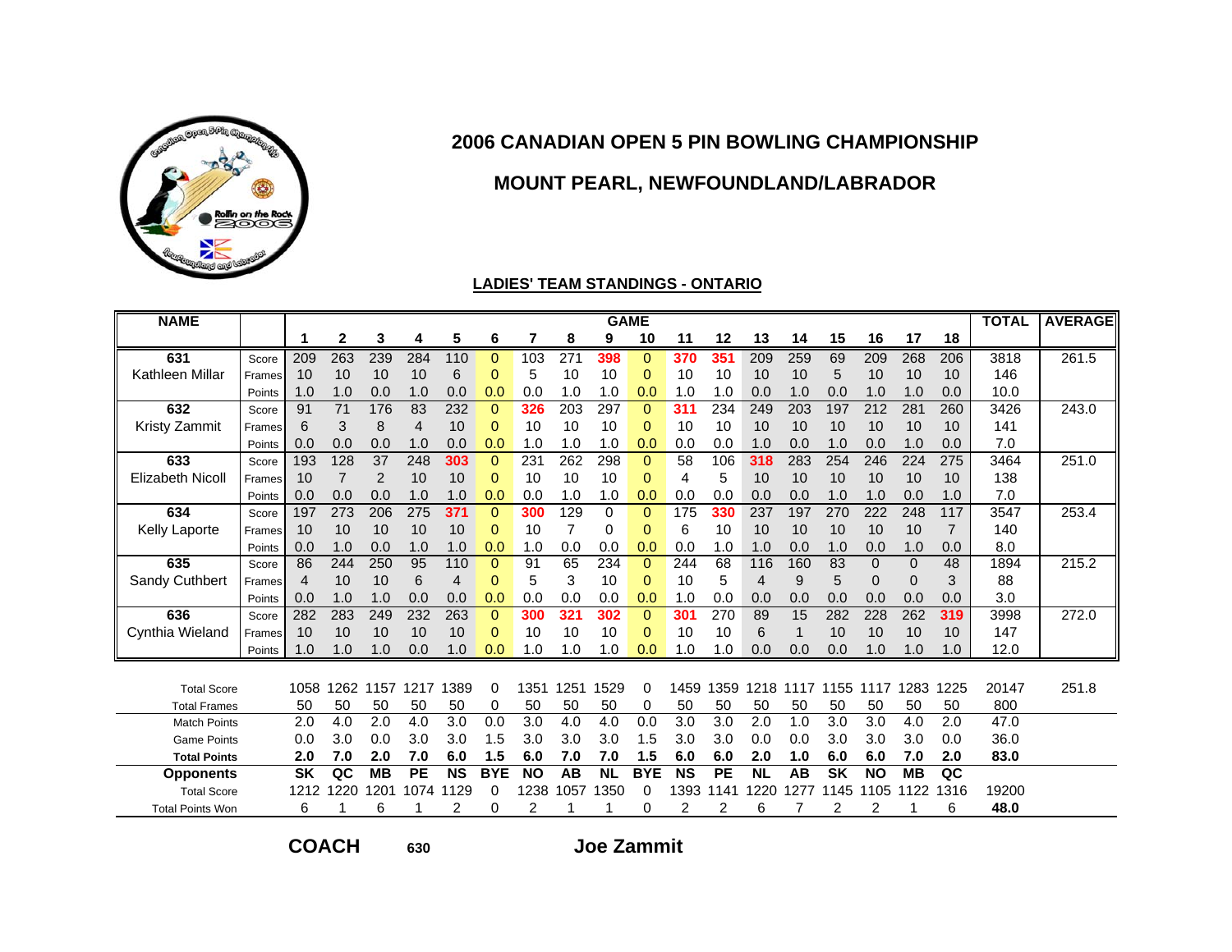# 2006 CANADIAN OPEN 5 PIN BOWLING CHAMPIONSHIP

## MOUNT PEARL, NEWFOUNDLAND/LABRADOR

### LADIES' TEAM STANDINGS - ONTARIO

| NAME | | 1 | 2 | 3 | 4 | 5 | 6 | 7 | 8 | 9 | 10 | 11 | 12 | 13 | 14 | 15 | 16 | 17 | 18 | TOTAL | AVERAGE |
|---|---|---|---|---|---|---|---|---|---|---|---|---|---|---|---|---|---|---|---|---|---|
| 631 | Score | 209 | 263 | 239 | 284 | 110 | 0 | 103 | 271 | 398 | 0 | 370 | 351 | 209 | 259 | 69 | 209 | 268 | 206 | 3818 | 261.5 |
| Kathleen Millar | Frames | 10 | 10 | 10 | 10 | 6 | 0 | 5 | 10 | 10 | 0 | 10 | 10 | 10 | 10 | 5 | 10 | 10 | 10 | 146 | |
| | Points | 1.0 | 1.0 | 0.0 | 1.0 | 0.0 | 0.0 | 0.0 | 1.0 | 1.0 | 0.0 | 1.0 | 1.0 | 0.0 | 1.0 | 0.0 | 1.0 | 1.0 | 0.0 | 10.0 | |
| 632 | Score | 91 | 71 | 176 | 83 | 232 | 0 | 326 | 203 | 297 | 0 | 311 | 234 | 249 | 203 | 197 | 212 | 281 | 260 | 3426 | 243.0 |
| Kristy Zammit | Frames | 6 | 3 | 8 | 4 | 10 | 0 | 10 | 10 | 10 | 0 | 10 | 10 | 10 | 10 | 10 | 10 | 10 | 10 | 141 | |
| | Points | 0.0 | 0.0 | 0.0 | 1.0 | 0.0 | 0.0 | 1.0 | 1.0 | 1.0 | 0.0 | 0.0 | 0.0 | 1.0 | 0.0 | 1.0 | 0.0 | 1.0 | 0.0 | 7.0 | |
| 633 | Score | 193 | 128 | 37 | 248 | 303 | 0 | 231 | 262 | 298 | 0 | 58 | 106 | 318 | 283 | 254 | 246 | 224 | 275 | 3464 | 251.0 |
| Elizabeth Nicoll | Frames | 10 | 7 | 2 | 10 | 10 | 0 | 10 | 10 | 10 | 0 | 4 | 5 | 10 | 10 | 10 | 10 | 10 | 10 | 138 | |
| | Points | 0.0 | 0.0 | 0.0 | 1.0 | 1.0 | 0.0 | 0.0 | 1.0 | 1.0 | 0.0 | 0.0 | 0.0 | 0.0 | 0.0 | 1.0 | 1.0 | 0.0 | 1.0 | 7.0 | |
| 634 | Score | 197 | 273 | 206 | 275 | 371 | 0 | 300 | 129 | 0 | 0 | 175 | 330 | 237 | 197 | 270 | 222 | 248 | 117 | 3547 | 253.4 |
| Kelly Laporte | Frames | 10 | 10 | 10 | 10 | 10 | 0 | 10 | 7 | 0 | 0 | 6 | 10 | 10 | 10 | 10 | 10 | 10 | 7 | 140 | |
| | Points | 0.0 | 1.0 | 0.0 | 1.0 | 1.0 | 0.0 | 1.0 | 0.0 | 0.0 | 0.0 | 0.0 | 1.0 | 1.0 | 0.0 | 1.0 | 0.0 | 1.0 | 0.0 | 8.0 | |
| 635 | Score | 86 | 244 | 250 | 95 | 110 | 0 | 91 | 65 | 234 | 0 | 244 | 68 | 116 | 160 | 83 | 0 | 0 | 48 | 1894 | 215.2 |
| Sandy Cuthbert | Frames | 4 | 10 | 10 | 6 | 4 | 0 | 5 | 3 | 10 | 0 | 10 | 5 | 4 | 9 | 5 | 0 | 0 | 3 | 88 | |
| | Points | 0.0 | 1.0 | 1.0 | 0.0 | 0.0 | 0.0 | 0.0 | 0.0 | 0.0 | 0.0 | 1.0 | 0.0 | 0.0 | 0.0 | 0.0 | 0.0 | 0.0 | 0.0 | 3.0 | |
| 636 | Score | 282 | 283 | 249 | 232 | 263 | 0 | 300 | 321 | 302 | 0 | 301 | 270 | 89 | 15 | 282 | 228 | 262 | 319 | 3998 | 272.0 |
| Cynthia Wieland | Frames | 10 | 10 | 10 | 10 | 10 | 0 | 10 | 10 | 10 | 0 | 10 | 10 | 6 | 1 | 10 | 10 | 10 | 10 | 147 | |
| | Points | 1.0 | 1.0 | 1.0 | 0.0 | 1.0 | 0.0 | 1.0 | 1.0 | 1.0 | 0.0 | 1.0 | 1.0 | 0.0 | 0.0 | 0.0 | 1.0 | 1.0 | 1.0 | 12.0 | |
| Total Score | | 1058 | 1262 | 1157 | 1217 | 1389 | 0 | 1351 | 1251 | 1529 | 0 | 1459 | 1359 | 1218 | 1117 | 1155 | 1117 | 1283 | 1225 | 20147 | 251.8 |
| Total Frames | | 50 | 50 | 50 | 50 | 50 | 0 | 50 | 50 | 50 | 0 | 50 | 50 | 50 | 50 | 50 | 50 | 50 | 50 | 800 | |
| Match Points | | 2.0 | 4.0 | 2.0 | 4.0 | 3.0 | 0.0 | 3.0 | 4.0 | 4.0 | 0.0 | 3.0 | 3.0 | 2.0 | 1.0 | 3.0 | 3.0 | 4.0 | 2.0 | 47.0 | |
| Game Points | | 0.0 | 3.0 | 0.0 | 3.0 | 3.0 | 1.5 | 3.0 | 3.0 | 3.0 | 1.5 | 3.0 | 3.0 | 0.0 | 0.0 | 3.0 | 3.0 | 3.0 | 0.0 | 36.0 | |
| **Total Points** | | **2.0** | **7.0** | **2.0** | **7.0** | **6.0** | **1.5** | **6.0** | **7.0** | **7.0** | **1.5** | **6.0** | **6.0** | **2.0** | **1.0** | **6.0** | **6.0** | **7.0** | **2.0** | **83.0** | |
| **Opponents** | | **SK** | **QC** | **MB** | **PE** | **NS** | **BYE** | **NO** | **AB** | **NL** | **BYE** | **NS** | **PE** | **NL** | **AB** | **SK** | **NO** | **MB** | **QC** | | |
| Total Score | | 1212 | 1220 | 1201 | 1074 | 1129 | 0 | 1238 | 1057 | 1350 | 0 | 1393 | 1141 | 1220 | 1277 | 1145 | 1105 | 1122 | 1316 | 19200 | |
| Total Points Won | | 6 | 1 | 6 | 1 | 2 | 0 | 2 | 1 | 1 | 0 | 2 | 2 | 6 | 7 | 2 | 2 | 1 | 6 | **48.0** | |

**COACH** 630 **Joe Zammit**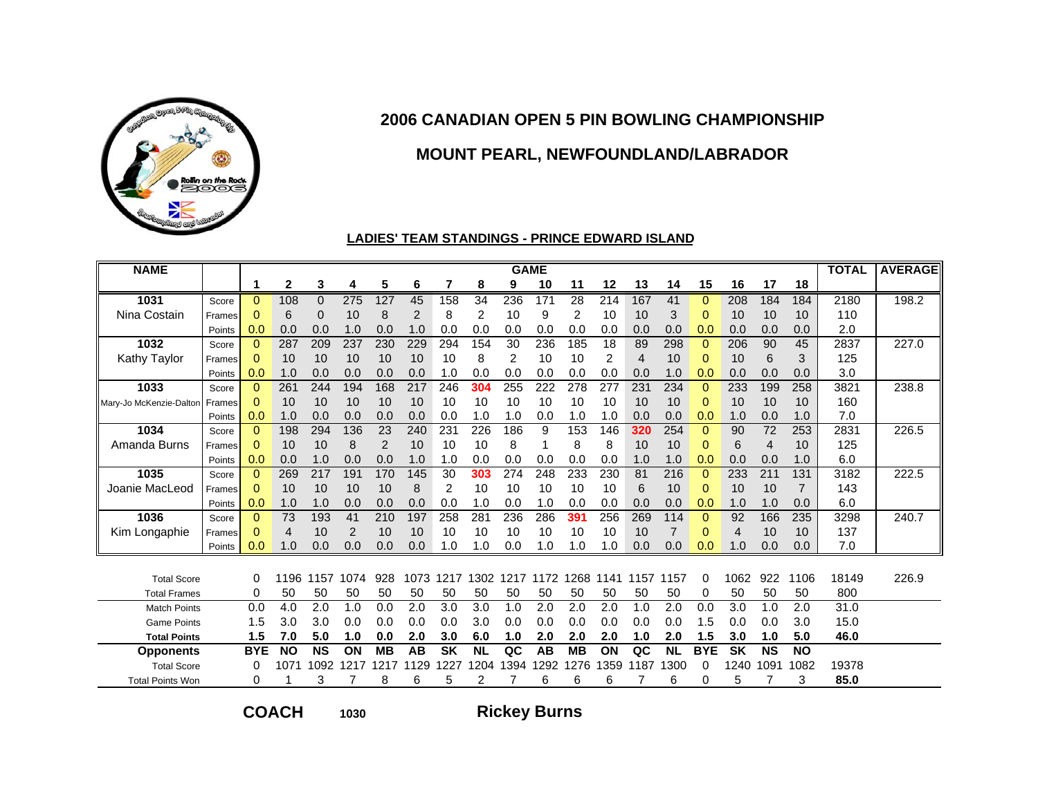# 2006 CANADIAN OPEN 5 PIN BOWLING CHAMPIONSHIP

## MOUNT PEARL, NEWFOUNDLAND/LABRADOR

### LADIES' TEAM STANDINGS - PRINCE EDWARD ISLAND

| NAME | | GAME | | | | | | | | | | | | | | | | | | TOTAL | AVERAGE |
|---|---|---|---|---|---|---|---|---|---|---|---|---|---|---|---|---|---|---|---|---|---|
| | | 1 | 2 | 3 | 4 | 5 | 6 | 7 | 8 | 9 | 10 | 11 | 12 | 13 | 14 | 15 | 16 | 17 | 18 | | |
| 1031 | Score | 0 | 108 | 0 | 275 | 127 | 45 | 158 | 34 | 236 | 171 | 28 | 214 | 167 | 41 | 0 | 208 | 184 | 184 | 2180 | 198.2 |
| Nina Costain | Frames | 0 | 6 | 0 | 10 | 8 | 2 | 8 | 2 | 10 | 9 | 2 | 10 | 10 | 3 | 0 | 10 | 10 | 10 | 110 | |
| | Points | 0.0 | 0.0 | 0.0 | 1.0 | 0.0 | 1.0 | 0.0 | 0.0 | 0.0 | 0.0 | 0.0 | 0.0 | 0.0 | 0.0 | 0.0 | 0.0 | 0.0 | 0.0 | 2.0 | |
| 1032 | Score | 0 | 287 | 209 | 237 | 230 | 229 | 294 | 154 | 30 | 236 | 185 | 18 | 89 | 298 | 0 | 206 | 90 | 45 | 2837 | 227.0 |
| Kathy Taylor | Frames | 0 | 10 | 10 | 10 | 10 | 10 | 10 | 8 | 2 | 10 | 10 | 2 | 4 | 10 | 0 | 10 | 6 | 3 | 125 | |
| | Points | 0.0 | 1.0 | 0.0 | 0.0 | 0.0 | 0.0 | 1.0 | 0.0 | 0.0 | 0.0 | 0.0 | 0.0 | 0.0 | 1.0 | 0.0 | 0.0 | 0.0 | 0.0 | 3.0 | |
| 1033 | Score | 0 | 261 | 244 | 194 | 168 | 217 | 246 | 304 | 255 | 222 | 278 | 277 | 231 | 234 | 0 | 233 | 199 | 258 | 3821 | 238.8 |
| Mary-Jo McKenzie-Dalton | Frames | 0 | 10 | 10 | 10 | 10 | 10 | 10 | 10 | 10 | 10 | 10 | 10 | 10 | 10 | 0 | 10 | 10 | 10 | 160 | |
| | Points | 0.0 | 1.0 | 0.0 | 0.0 | 0.0 | 0.0 | 0.0 | 1.0 | 1.0 | 0.0 | 1.0 | 1.0 | 0.0 | 0.0 | 0.0 | 1.0 | 0.0 | 1.0 | 7.0 | |
| 1034 | Score | 0 | 198 | 294 | 136 | 23 | 240 | 231 | 226 | 186 | 9 | 153 | 146 | 320 | 254 | 0 | 90 | 72 | 253 | 2831 | 226.5 |
| Amanda Burns | Frames | 0 | 10 | 10 | 8 | 2 | 10 | 10 | 10 | 8 | 1 | 8 | 8 | 10 | 10 | 0 | 6 | 4 | 10 | 125 | |
| | Points | 0.0 | 0.0 | 1.0 | 0.0 | 0.0 | 1.0 | 1.0 | 0.0 | 0.0 | 0.0 | 0.0 | 0.0 | 1.0 | 1.0 | 0.0 | 0.0 | 0.0 | 1.0 | 6.0 | |
| 1035 | Score | 0 | 269 | 217 | 191 | 170 | 145 | 30 | 303 | 274 | 248 | 233 | 230 | 81 | 216 | 0 | 233 | 211 | 131 | 3182 | 222.5 |
| Joanie MacLeod | Frames | 0 | 10 | 10 | 10 | 10 | 8 | 2 | 10 | 10 | 10 | 10 | 10 | 6 | 10 | 0 | 10 | 10 | 7 | 143 | |
| | Points | 0.0 | 1.0 | 1.0 | 0.0 | 0.0 | 0.0 | 0.0 | 1.0 | 0.0 | 1.0 | 0.0 | 0.0 | 0.0 | 0.0 | 0.0 | 1.0 | 1.0 | 0.0 | 6.0 | |
| 1036 | Score | 0 | 73 | 193 | 41 | 210 | 197 | 258 | 281 | 236 | 286 | 391 | 256 | 269 | 114 | 0 | 92 | 166 | 235 | 3298 | 240.7 |
| Kim Longaphie | Frames | 0 | 4 | 10 | 2 | 10 | 10 | 10 | 10 | 10 | 10 | 10 | 10 | 10 | 7 | 0 | 4 | 10 | 10 | 137 | |
| | Points | 0.0 | 1.0 | 0.0 | 0.0 | 0.0 | 0.0 | 1.0 | 1.0 | 0.0 | 1.0 | 1.0 | 1.0 | 0.0 | 0.0 | 0.0 | 1.0 | 0.0 | 0.0 | 7.0 | |
| Total Score | | 0 | 1196 | 1157 | 1074 | 928 | 1073 | 1217 | 1302 | 1217 | 1172 | 1268 | 1141 | 1157 | 1157 | 0 | 1062 | 922 | 1106 | 18149 | 226.9 |
| Total Frames | | 0 | 50 | 50 | 50 | 50 | 50 | 50 | 50 | 50 | 50 | 50 | 50 | 50 | 50 | 0 | 50 | 50 | 50 | 800 | |
| Match Points | | 0.0 | 4.0 | 2.0 | 1.0 | 0.0 | 2.0 | 3.0 | 3.0 | 1.0 | 2.0 | 2.0 | 2.0 | 1.0 | 2.0 | 0.0 | 3.0 | 1.0 | 2.0 | 31.0 | |
| Game Points | | 1.5 | 3.0 | 3.0 | 0.0 | 0.0 | 0.0 | 0.0 | 3.0 | 0.0 | 0.0 | 0.0 | 0.0 | 0.0 | 0.0 | 1.5 | 0.0 | 0.0 | 3.0 | 15.0 | |
| **Total Points** | | **1.5** | **7.0** | **5.0** | **1.0** | **0.0** | **2.0** | **3.0** | **6.0** | **1.0** | **2.0** | **2.0** | **2.0** | **1.0** | **2.0** | **1.5** | **3.0** | **1.0** | **5.0** | **46.0** | |
| **Opponents** | | **BYE** | **NO** | **NS** | **ON** | **MB** | **AB** | **SK** | **NL** | **QC** | **AB** | **MB** | **ON** | **QC** | **NL** | **BYE** | **SK** | **NS** | **NO** | | |
| Total Score | | 0 | 1071 | 1092 | 1217 | 1217 | 1129 | 1227 | 1204 | 1394 | 1292 | 1276 | 1359 | 1187 | 1300 | 0 | 1240 | 1091 | 1082 | 19378 | |
| Total Points Won | | 0 | 1 | 3 | 7 | 8 | 6 | 5 | 2 | 7 | 6 | 6 | 6 | 7 | 6 | 0 | 5 | 7 | 3 | **85.0** | |

**COACH** 1030 **Rickey Burns**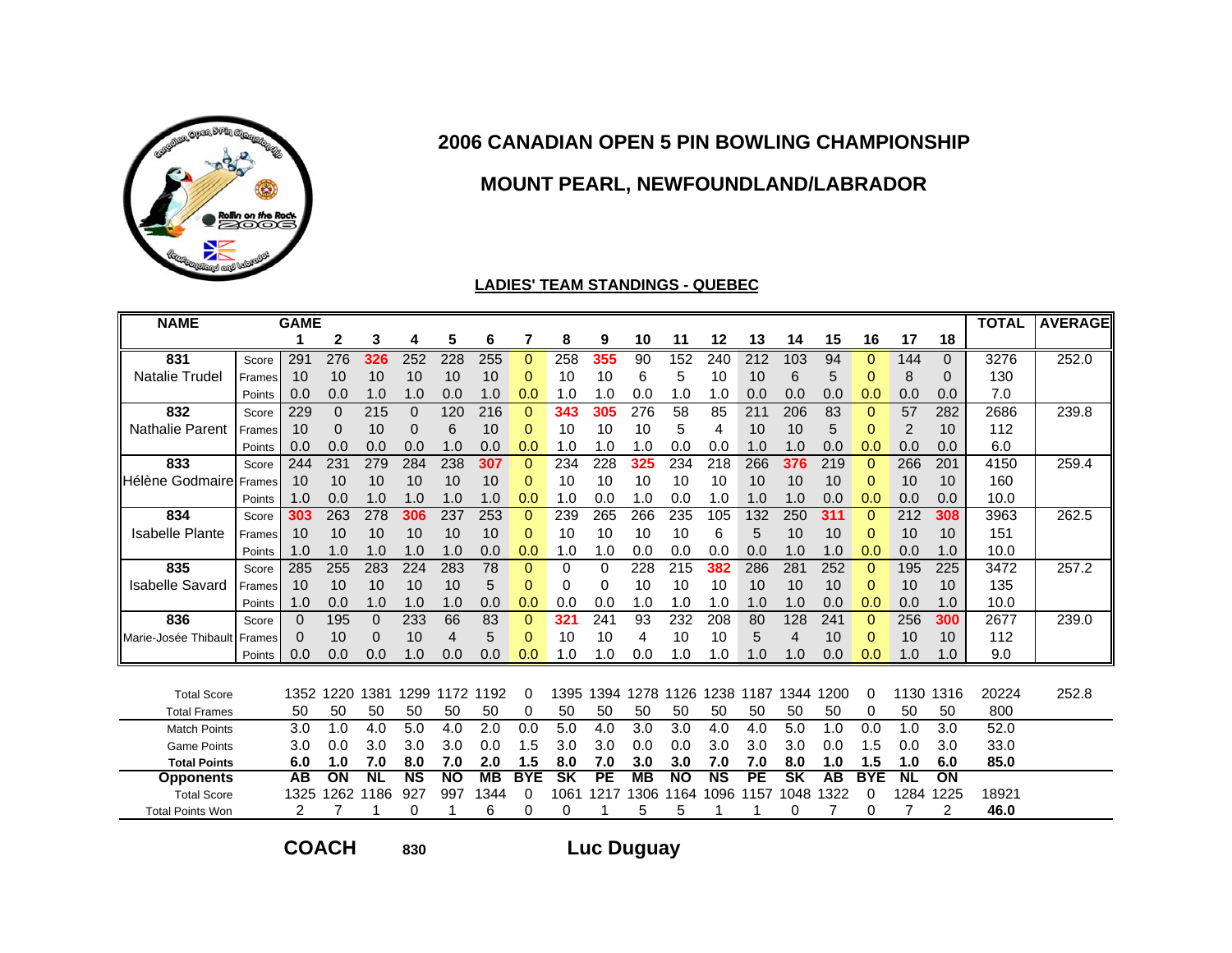# 2006 CANADIAN OPEN 5 PIN BOWLING CHAMPIONSHIP

## MOUNT PEARL, NEWFOUNDLAND/LABRADOR

### LADIES' TEAM STANDINGS - QUEBEC

| NAME | | 1 | 2 | 3 | 4 | 5 | 6 | 7 | 8 | 9 | 10 | 11 | 12 | 13 | 14 | 15 | 16 | 17 | 18 | TOTAL | AVERAGE |
|---|---|---|---|---|---|---|---|---|---|---|---|---|---|---|---|---|---|---|---|---|---|
| 831 | Score | 291 | 276 | 326 | 252 | 228 | 255 | 0 | 258 | 355 | 90 | 152 | 240 | 212 | 103 | 94 | 0 | 144 | 0 | 3276 | 252.0 |
| Natalie Trudel | Frames | 10 | 10 | 10 | 10 | 10 | 10 | 0 | 10 | 10 | 6 | 5 | 10 | 10 | 6 | 5 | 0 | 8 | 0 | 130 | |
| | Points | 0.0 | 0.0 | 1.0 | 1.0 | 0.0 | 1.0 | 0.0 | 1.0 | 1.0 | 0.0 | 1.0 | 1.0 | 0.0 | 0.0 | 0.0 | 0.0 | 0.0 | 0.0 | 7.0 | |
| 832 | Score | 229 | 0 | 215 | 0 | 120 | 216 | 0 | 343 | 305 | 276 | 58 | 85 | 211 | 206 | 83 | 0 | 57 | 282 | 2686 | 239.8 |
| Nathalie Parent | Frames | 10 | 0 | 10 | 0 | 6 | 10 | 0 | 10 | 10 | 10 | 5 | 4 | 10 | 10 | 5 | 0 | 2 | 10 | 112 | |
| | Points | 0.0 | 0.0 | 0.0 | 0.0 | 1.0 | 0.0 | 0.0 | 1.0 | 1.0 | 1.0 | 0.0 | 0.0 | 1.0 | 1.0 | 0.0 | 0.0 | 0.0 | 0.0 | 6.0 | |
| 833 | Score | 244 | 231 | 279 | 284 | 238 | 307 | 0 | 234 | 228 | 325 | 234 | 218 | 266 | 376 | 219 | 0 | 266 | 201 | 4150 | 259.4 |
| Hélène Godmaire | Frames | 10 | 10 | 10 | 10 | 10 | 10 | 0 | 10 | 10 | 10 | 10 | 10 | 10 | 10 | 10 | 0 | 10 | 10 | 160 | |
| | Points | 1.0 | 0.0 | 1.0 | 1.0 | 1.0 | 1.0 | 0.0 | 1.0 | 0.0 | 1.0 | 0.0 | 1.0 | 1.0 | 1.0 | 0.0 | 0.0 | 0.0 | 0.0 | 10.0 | |
| 834 | Score | 303 | 263 | 278 | 306 | 237 | 253 | 0 | 239 | 265 | 266 | 235 | 105 | 132 | 250 | 311 | 0 | 212 | 308 | 3963 | 262.5 |
| Isabelle Plante | Frames | 10 | 10 | 10 | 10 | 10 | 10 | 0 | 10 | 10 | 10 | 10 | 6 | 5 | 10 | 10 | 0 | 10 | 10 | 151 | |
| | Points | 1.0 | 1.0 | 1.0 | 1.0 | 1.0 | 0.0 | 0.0 | 1.0 | 1.0 | 0.0 | 0.0 | 0.0 | 0.0 | 1.0 | 1.0 | 0.0 | 0.0 | 1.0 | 10.0 | |
| 835 | Score | 285 | 255 | 283 | 224 | 283 | 78 | 0 | 0 | 0 | 228 | 215 | 382 | 286 | 281 | 252 | 0 | 195 | 225 | 3472 | 257.2 |
| Isabelle Savard | Frames | 10 | 10 | 10 | 10 | 10 | 5 | 0 | 0 | 0 | 10 | 10 | 10 | 10 | 10 | 10 | 0 | 10 | 10 | 135 | |
| | Points | 1.0 | 0.0 | 1.0 | 1.0 | 1.0 | 0.0 | 0.0 | 0.0 | 0.0 | 1.0 | 1.0 | 1.0 | 1.0 | 1.0 | 0.0 | 0.0 | 0.0 | 1.0 | 10.0 | |
| 836 | Score | 0 | 195 | 0 | 233 | 66 | 83 | 0 | 321 | 241 | 93 | 232 | 208 | 80 | 128 | 241 | 0 | 256 | 300 | 2677 | 239.0 |
| Marie-Josée Thibault | Frames | 0 | 10 | 0 | 10 | 4 | 5 | 0 | 10 | 10 | 4 | 10 | 10 | 5 | 4 | 10 | 0 | 10 | 10 | 112 | |
| | Points | 0.0 | 0.0 | 0.0 | 1.0 | 0.0 | 0.0 | 0.0 | 1.0 | 1.0 | 0.0 | 1.0 | 1.0 | 1.0 | 1.0 | 0.0 | 0.0 | 1.0 | 1.0 | 9.0 | |
| Total Score | | 1352 | 1220 | 1381 | 1299 | 1172 | 1192 | 0 | 1395 | 1394 | 1278 | 1126 | 1238 | 1187 | 1344 | 1200 | 0 | 1130 | 1316 | 20224 | 252.8 |
| Total Frames | | 50 | 50 | 50 | 50 | 50 | 50 | 0 | 50 | 50 | 50 | 50 | 50 | 50 | 50 | 50 | 0 | 50 | 50 | 800 | |
| Match Points | | 3.0 | 1.0 | 4.0 | 5.0 | 4.0 | 2.0 | 0.0 | 5.0 | 4.0 | 3.0 | 3.0 | 4.0 | 4.0 | 5.0 | 1.0 | 0.0 | 1.0 | 3.0 | 52.0 | |
| Game Points | | 3.0 | 0.0 | 3.0 | 3.0 | 3.0 | 0.0 | 1.5 | 3.0 | 3.0 | 0.0 | 0.0 | 3.0 | 3.0 | 3.0 | 0.0 | 1.5 | 0.0 | 3.0 | 33.0 | |
| **Total Points** | | **6.0** | **1.0** | **7.0** | **8.0** | **7.0** | **2.0** | **1.5** | **8.0** | **7.0** | **3.0** | **3.0** | **7.0** | **7.0** | **8.0** | **1.0** | **1.5** | **1.0** | **6.0** | **85.0** | |
| **Opponents** | | **AB** | **ON** | **NL** | **NS** | **NO** | **MB** | **BYE** | **SK** | **PE** | **MB** | **NO** | **NS** | **PE** | **SK** | **AB** | **BYE** | **NL** | **ON** | | |
| Total Score | | 1325 | 1262 | 1186 | 927 | 997 | 1344 | 0 | 1061 | 1217 | 1306 | 1164 | 1096 | 1157 | 1048 | 1322 | 0 | 1284 | 1225 | 18921 | |
| Total Points Won | | 2 | 7 | 1 | 0 | 1 | 6 | 0 | 0 | 1 | 5 | 5 | 1 | 1 | 0 | 7 | 0 | 7 | 2 | **46.0** | |

**COACH** 830 **Luc Duguay**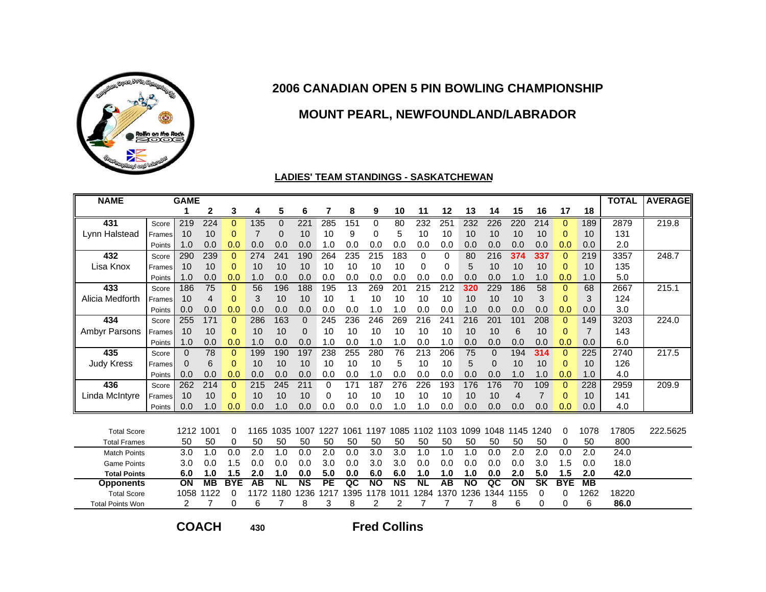# 2006 CANADIAN OPEN 5 PIN BOWLING CHAMPIONSHIP

## MOUNT PEARL, NEWFOUNDLAND/LABRADOR

### LADIES' TEAM STANDINGS - SASKATCHEWAN

| NAME | | GAME 1 | 2 | 3 | 4 | 5 | 6 | 7 | 8 | 9 | 10 | 11 | 12 | 13 | 14 | 15 | 16 | 17 | 18 | TOTAL | AVERAGE |
|---|---|---|---|---|---|---|---|---|---|---|---|---|---|---|---|---|---|---|---|---|---|
| 431 | Score | 219 | 224 | 0 | 135 | 0 | 221 | 285 | 151 | 0 | 80 | 232 | 251 | 232 | 226 | 220 | 214 | 0 | 189 | 2879 | 219.8 |
| Lynn Halstead | Frames | 10 | 10 | 0 | 7 | 0 | 10 | 10 | 9 | 0 | 5 | 10 | 10 | 10 | 10 | 10 | 10 | 0 | 10 | 131 | |
| | Points | 1.0 | 0.0 | 0.0 | 0.0 | 0.0 | 0.0 | 1.0 | 0.0 | 0.0 | 0.0 | 0.0 | 0.0 | 0.0 | 0.0 | 0.0 | 0.0 | 0.0 | 0.0 | 2.0 | |
| 432 | Score | 290 | 239 | 0 | 274 | 241 | 190 | 264 | 235 | 215 | 183 | 0 | 0 | 80 | 216 | 374 | 337 | 0 | 219 | 3357 | 248.7 |
| Lisa Knox | Frames | 10 | 10 | 0 | 10 | 10 | 10 | 10 | 10 | 10 | 10 | 0 | 0 | 5 | 10 | 10 | 10 | 0 | 10 | 135 | |
| | Points | 1.0 | 0.0 | 0.0 | 1.0 | 0.0 | 0.0 | 0.0 | 0.0 | 0.0 | 0.0 | 0.0 | 0.0 | 0.0 | 0.0 | 1.0 | 1.0 | 0.0 | 1.0 | 5.0 | |
| 433 | Score | 186 | 75 | 0 | 56 | 196 | 188 | 195 | 13 | 269 | 201 | 215 | 212 | 320 | 229 | 186 | 58 | 0 | 68 | 2667 | 215.1 |
| Alicia Medforth | Frames | 10 | 4 | 0 | 3 | 10 | 10 | 10 | 1 | 10 | 10 | 10 | 10 | 10 | 10 | 10 | 3 | 0 | 3 | 124 | |
| | Points | 0.0 | 0.0 | 0.0 | 0.0 | 0.0 | 0.0 | 0.0 | 0.0 | 1.0 | 1.0 | 0.0 | 0.0 | 1.0 | 0.0 | 0.0 | 0.0 | 0.0 | 0.0 | 3.0 | |
| 434 | Score | 255 | 171 | 0 | 286 | 163 | 0 | 245 | 236 | 246 | 269 | 216 | 241 | 216 | 201 | 101 | 208 | 0 | 149 | 3203 | 224.0 |
| Ambyr Parsons | Frames | 10 | 10 | 0 | 10 | 10 | 0 | 10 | 10 | 10 | 10 | 10 | 10 | 10 | 10 | 6 | 10 | 0 | 7 | 143 | |
| | Points | 1.0 | 0.0 | 0.0 | 1.0 | 0.0 | 0.0 | 1.0 | 0.0 | 1.0 | 1.0 | 0.0 | 1.0 | 0.0 | 0.0 | 0.0 | 0.0 | 0.0 | 0.0 | 6.0 | |
| 435 | Score | 0 | 78 | 0 | 199 | 190 | 197 | 238 | 255 | 280 | 76 | 213 | 206 | 75 | 0 | 194 | 314 | 0 | 225 | 2740 | 217.5 |
| Judy Kress | Frames | 0 | 6 | 0 | 10 | 10 | 10 | 10 | 10 | 10 | 5 | 10 | 10 | 5 | 0 | 10 | 10 | 0 | 10 | 126 | |
| | Points | 0.0 | 0.0 | 0.0 | 0.0 | 0.0 | 0.0 | 0.0 | 0.0 | 1.0 | 0.0 | 0.0 | 0.0 | 0.0 | 0.0 | 1.0 | 1.0 | 0.0 | 1.0 | 4.0 | |
| 436 | Score | 262 | 214 | 0 | 215 | 245 | 211 | 0 | 171 | 187 | 276 | 226 | 193 | 176 | 176 | 70 | 109 | 0 | 228 | 2959 | 209.9 |
| Linda McIntyre | Frames | 10 | 10 | 0 | 10 | 10 | 10 | 0 | 10 | 10 | 10 | 10 | 10 | 10 | 10 | 4 | 7 | 0 | 10 | 141 | |
| | Points | 0.0 | 1.0 | 0.0 | 0.0 | 1.0 | 0.0 | 0.0 | 0.0 | 0.0 | 1.0 | 1.0 | 0.0 | 0.0 | 0.0 | 0.0 | 0.0 | 0.0 | 0.0 | 4.0 | |

| | 1 | 2 | 3 | 4 | 5 | 6 | 7 | 8 | 9 | 10 | 11 | 12 | 13 | 14 | 15 | 16 | 17 | 18 | TOTAL | AVERAGE |
|---|---|---|---|---|---|---|---|---|---|---|---|---|---|---|---|---|---|---|---|---|
| Total Score | 1212 | 1001 | 0 | 1165 | 1035 | 1007 | 1227 | 1061 | 1197 | 1085 | 1102 | 1103 | 1099 | 1048 | 1145 | 1240 | 0 | 1078 | 17805 | 222.5625 |
| Total Frames | 50 | 50 | 0 | 50 | 50 | 50 | 50 | 50 | 50 | 50 | 50 | 50 | 50 | 50 | 50 | 50 | 0 | 50 | 800 | |
| Match Points | 3.0 | 1.0 | 0.0 | 2.0 | 1.0 | 0.0 | 2.0 | 0.0 | 3.0 | 3.0 | 1.0 | 1.0 | 1.0 | 0.0 | 2.0 | 2.0 | 0.0 | 2.0 | 24.0 | |
| Game Points | 3.0 | 0.0 | 1.5 | 0.0 | 0.0 | 0.0 | 3.0 | 0.0 | 3.0 | 3.0 | 0.0 | 0.0 | 0.0 | 0.0 | 0.0 | 3.0 | 1.5 | 0.0 | 18.0 | |
| **Total Points** | **6.0** | **1.0** | **1.5** | **2.0** | **1.0** | **0.0** | **5.0** | **0.0** | **6.0** | **6.0** | **1.0** | **1.0** | **1.0** | **0.0** | **2.0** | **5.0** | **1.5** | **2.0** | **42.0** | |
| **Opponents** | **ON** | **MB** | **BYE** | **AB** | **NL** | **NS** | **PE** | **QC** | **NO** | **NS** | **NL** | **AB** | **NO** | **QC** | **ON** | **SK** | **BYE** | **MB** | | |
| Total Score | 1058 | 1122 | 0 | 1172 | 1180 | 1236 | 1217 | 1395 | 1178 | 1011 | 1284 | 1370 | 1236 | 1344 | 1155 | 0 | 0 | 1262 | 18220 | |
| Total Points Won | 2 | 7 | 0 | 6 | 7 | 8 | 3 | 8 | 2 | 2 | 7 | 7 | 7 | 8 | 6 | 0 | 0 | 6 | **86.0** | |

**COACH** 430 **Fred Collins**